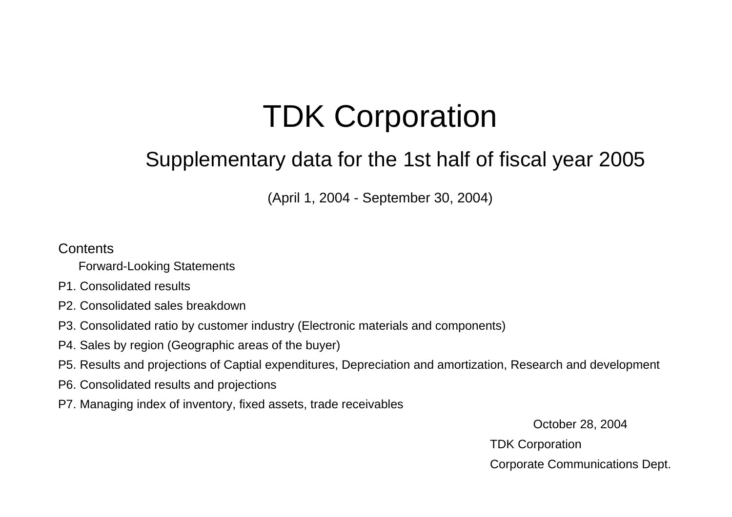# TDK Corporation

## Supplementary data for the 1st half of fiscal year 2005

(April 1, 2004 - September 30, 2004)

Contents

Forward-Looking Statements

P1. Consolidated results

P2. Consolidated sales breakdown

P3. Consolidated ratio by customer industry (Electronic materials and components)

P4. Sales by region (Geographic areas of the buyer)

P5. Results and projections of Captial expenditures, Depreciation and amortization, Research and development

P6. Consolidated results and projections

P7. Managing index of inventory, fixed assets, trade receivables

October 28, 2004

TDK Corporation

Corporate Communications Dept.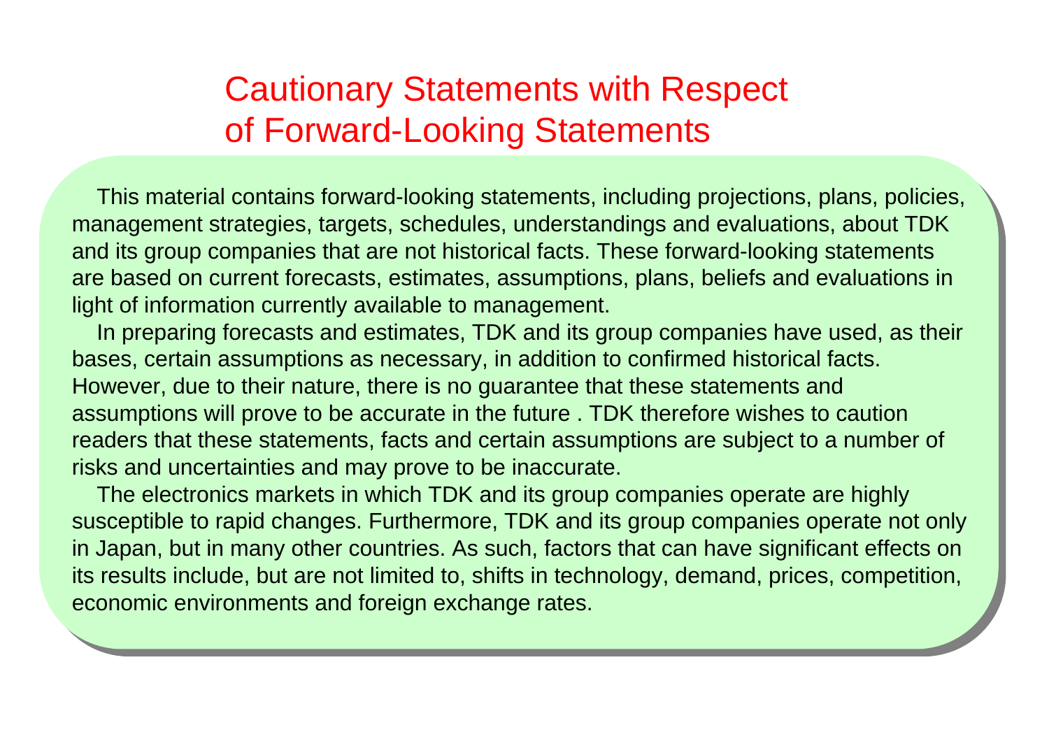# Cautionary Statements with Respect of Forward-Looking Statements

This material contains forward-looking statements, including projections, plans, policies, management strategies, targets, schedules, understandings and evaluations, about TDK and its group companies that are not historical facts. These forward-looking statements are based on current forecasts, estimates, assumptions, plans, beliefs and evaluations in light of information currently available to management.

In preparing forecasts and estimates, TDK and its group companies have used, as their bases, certain assumptions as necessary, in addition to confirmed historical facts. However, due to their nature, there is no guarantee that these statements and assumptions will prove to be accurate in the future . TDK therefore wishes to caution readers that these statements, facts and certain assumptions are subject to a number of risks and uncertainties and may prove to be inaccurate.

The electronics markets in which TDK and its group companies operate are highly susceptible to rapid changes. Furthermore, TDK and its group companies operate not only in Japan, but in many other countries. As such, factors that can have significant effects on its results include, but are not limited to, shifts in technology, demand, prices, competition, economic environments and foreign exchange rates.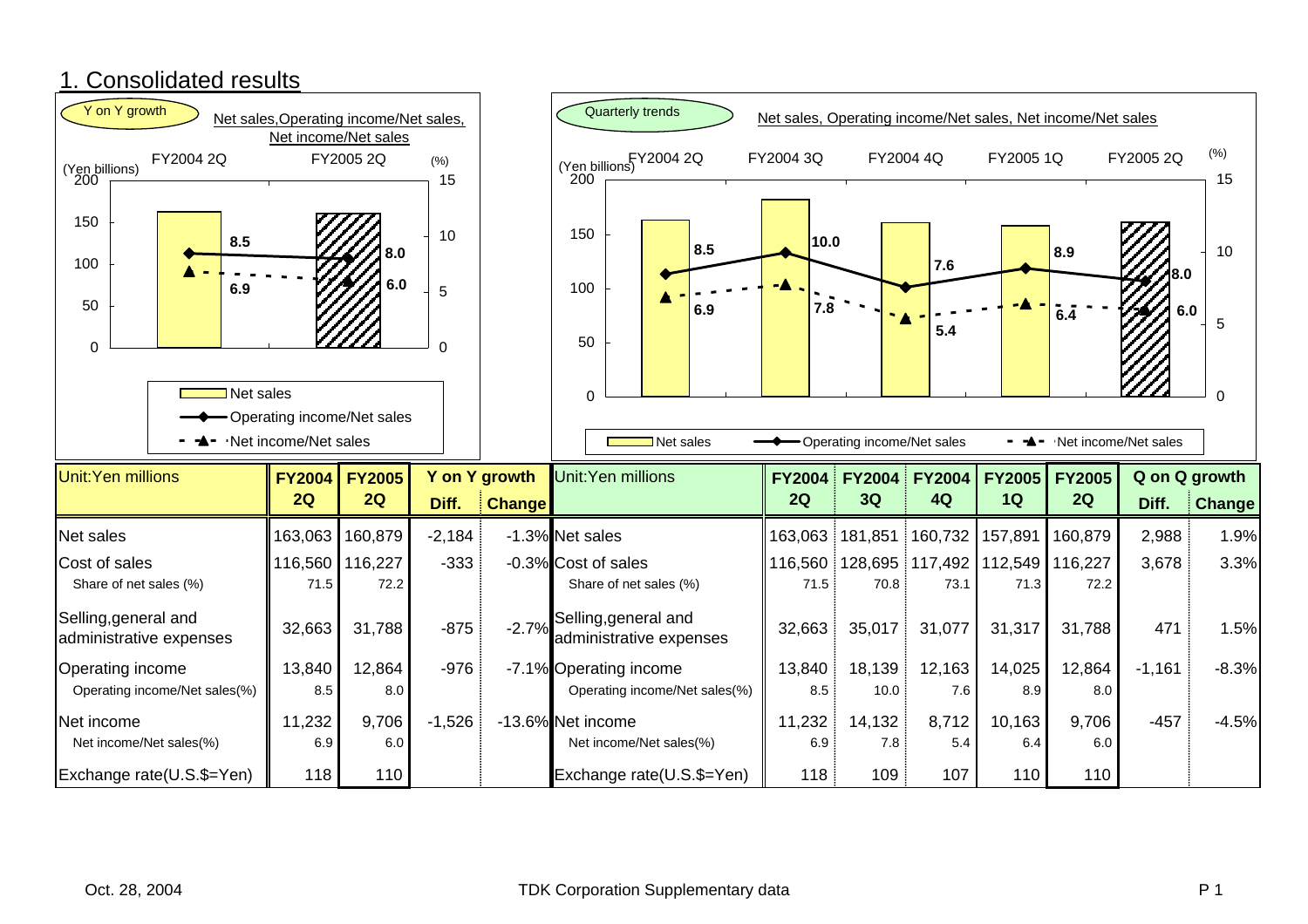## 1. Consolidated results

Y on Y growth

Net sales, Operating income/Net sales, Net income/Net sales

| Unit:Yen millions | FY2004 2Q | FY2005 2Q | Y on Y growth Diff. | Y on Y growth Change |
|---|---|---|---|---|
| Net sales | 163,063 | 160,879 | -2,184 | -1.3% |
| Cost of sales | 116,560 | 116,227 | -333 | -0.3% |
| Share of net sales (%) | 71.5 | 72.2 | | |
| Selling,general and administrative expenses | 32,663 | 31,788 | -875 | -2.7% |
| Operating income | 13,840 | 12,864 | -976 | -7.1% |
| Operating income/Net sales(%) | 8.5 | 8.0 | | |
| Net income | 11,232 | 9,706 | -1,526 | -13.6% |
| Net income/Net sales(%) | 6.9 | 6.0 | | |
| Exchange rate(U.S.$=Yen) | 118 | 110 | | |

Quarterly trends

Net sales, Operating income/Net sales, Net income/Net sales

| Unit:Yen millions | FY2004 2Q | FY2004 3Q | FY2004 4Q | FY2005 1Q | FY2005 2Q | Q on Q growth Diff. | Q on Q growth Change |
|---|---|---|---|---|---|---|---|
| Net sales | 163,063 | 181,851 | 160,732 | 157,891 | 160,879 | 2,988 | 1.9% |
| Cost of sales | 116,560 | 128,695 | 117,492 | 112,549 | 116,227 | 3,678 | 3.3% |
| Share of net sales (%) | 71.5 | 70.8 | 73.1 | 71.3 | 72.2 | | |
| Selling,general and administrative expenses | 32,663 | 35,017 | 31,077 | 31,317 | 31,788 | 471 | 1.5% |
| Operating income | 13,840 | 18,139 | 12,163 | 14,025 | 12,864 | -1,161 | -8.3% |
| Operating income/Net sales(%) | 8.5 | 10.0 | 7.6 | 8.9 | 8.0 | | |
| Net income | 11,232 | 14,132 | 8,712 | 10,163 | 9,706 | -457 | -4.5% |
| Net income/Net sales(%) | 6.9 | 7.8 | 5.4 | 6.4 | 6.0 | | |
| Exchange rate(U.S.$=Yen) | 118 | 109 | 107 | 110 | 110 | | |

Oct. 28, 2004

TDK Corporation Supplementary data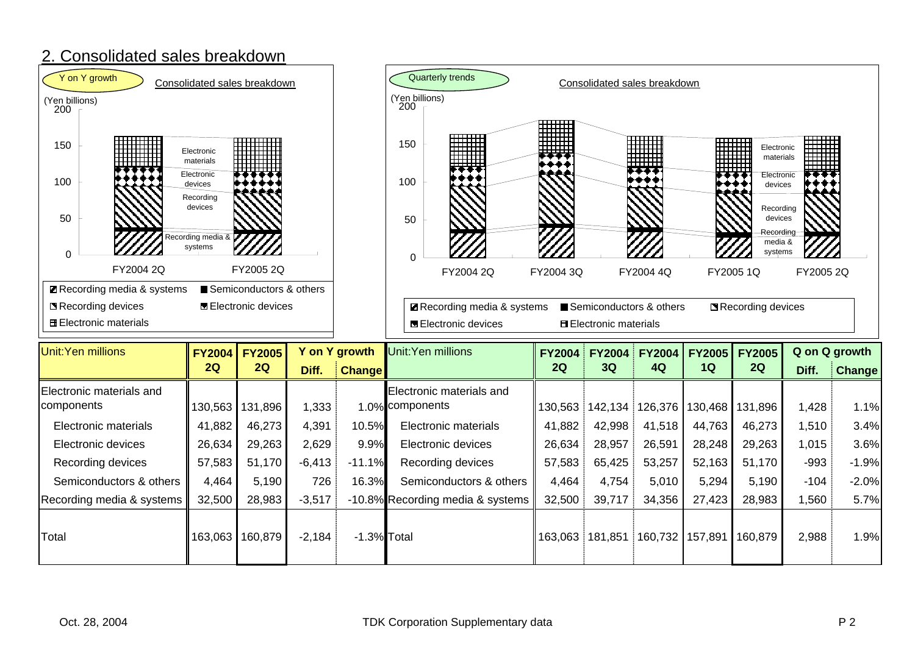## 2. Consolidated sales breakdown

Y on Y growth — Consolidated sales breakdown

(Yen billions)

Legend: Recording media & systems; Semiconductors & others; Recording devices; Electronic devices; Electronic materials

Quarterly trends — Consolidated sales breakdown

(Yen billions)

Legend: Recording media & systems; Semiconductors & others; Recording devices; Electronic devices; Electronic materials

| Unit:Yen millions | FY2004 2Q | FY2005 2Q | Y on Y growth | |
|---|---|---|---|---|
| | | | Diff. | Change |
| Electronic materials and components | 130,563 | 131,896 | 1,333 | 1.0% |
| Electronic materials | 41,882 | 46,273 | 4,391 | 10.5% |
| Electronic devices | 26,634 | 29,263 | 2,629 | 9.9% |
| Recording devices | 57,583 | 51,170 | -6,413 | -11.1% |
| Semiconductors & others | 4,464 | 5,190 | 726 | 16.3% |
| Recording media & systems | 32,500 | 28,983 | -3,517 | -10.8% |
| Total | 163,063 | 160,879 | -2,184 | -1.3% |

| Unit:Yen millions | FY2004 2Q | FY2004 3Q | FY2004 4Q | FY2005 1Q | FY2005 2Q | Q on Q growth | |
|---|---|---|---|---|---|---|---|
| | | | | | | Diff. | Change |
| Electronic materials and components | 130,563 | 142,134 | 126,376 | 130,468 | 131,896 | 1,428 | 1.1% |
| Electronic materials | 41,882 | 42,998 | 41,518 | 44,763 | 46,273 | 1,510 | 3.4% |
| Electronic devices | 26,634 | 28,957 | 26,591 | 28,248 | 29,263 | 1,015 | 3.6% |
| Recording devices | 57,583 | 65,425 | 53,257 | 52,163 | 51,170 | -993 | -1.9% |
| Semiconductors & others | 4,464 | 4,754 | 5,010 | 5,294 | 5,190 | -104 | -2.0% |
| Recording media & systems | 32,500 | 39,717 | 34,356 | 27,423 | 28,983 | 1,560 | 5.7% |
| Total | 163,063 | 181,851 | 160,732 | 157,891 | 160,879 | 2,988 | 1.9% |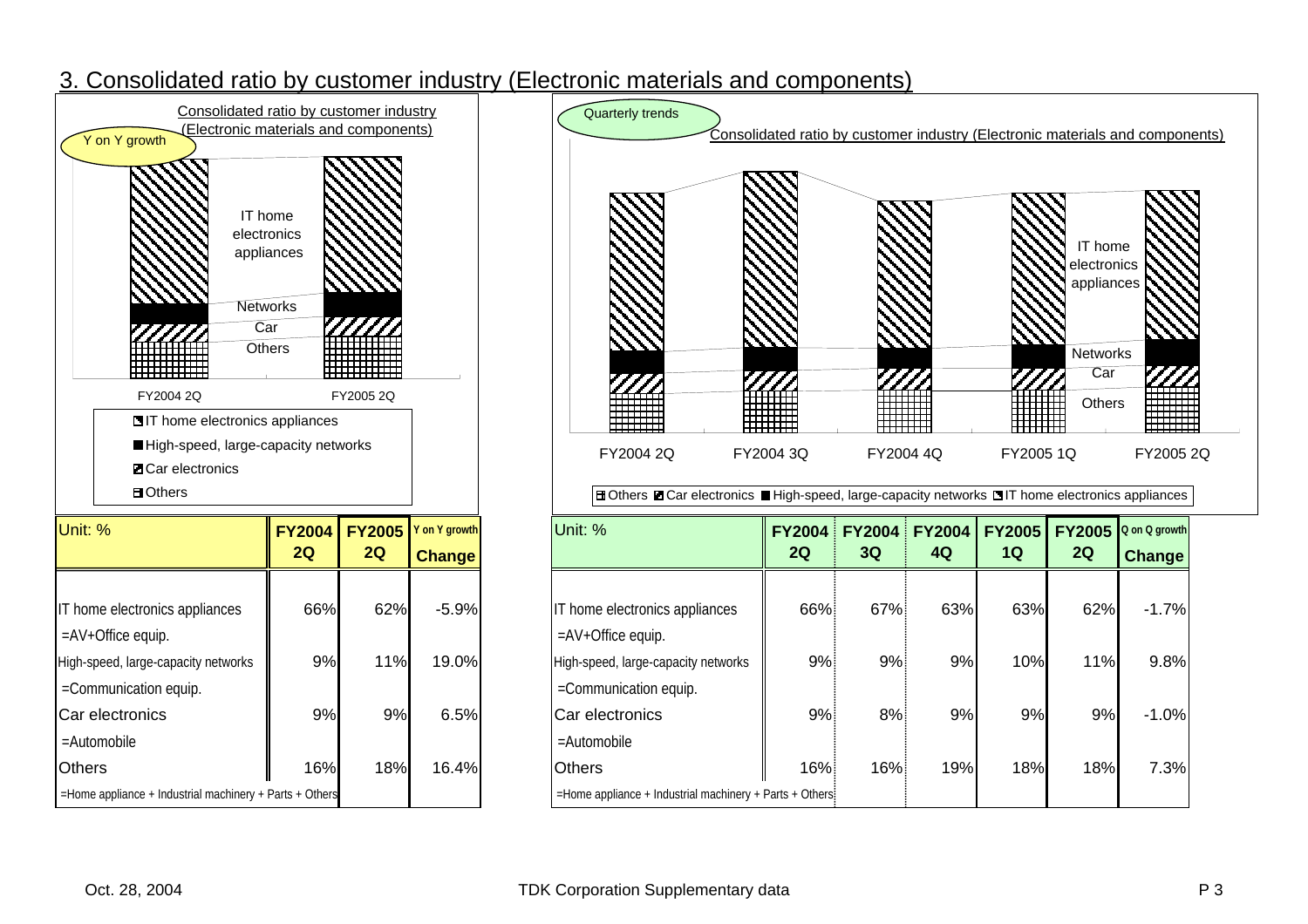# 3. Consolidated ratio by customer industry (Electronic materials and components)

**Y on Y growth**

Consolidated ratio by customer industry (Electronic materials and components)

| Unit: % | FY2004 2Q | FY2005 2Q | Y on Y growth Change |
|---|---|---|---|
| IT home electronics appliances | 66% | 62% | -5.9% |
| =AV+Office equip. | | | |
| High-speed, large-capacity networks | 9% | 11% | 19.0% |
| =Communication equip. | | | |
| Car electronics | 9% | 9% | 6.5% |
| =Automobile | | | |
| Others | 16% | 18% | 16.4% |
| =Home appliance + Industrial machinery + Parts + Others | | | |

**Quarterly trends**

Consolidated ratio by customer industry (Electronic materials and components)

| Unit: % | FY2004 2Q | FY2004 3Q | FY2004 4Q | FY2005 1Q | FY2005 2Q | Q on Q growth Change |
|---|---|---|---|---|---|---|
| IT home electronics appliances | 66% | 67% | 63% | 63% | 62% | -1.7% |
| =AV+Office equip. | | | | | | |
| High-speed, large-capacity networks | 9% | 9% | 9% | 10% | 11% | 9.8% |
| =Communication equip. | | | | | | |
| Car electronics | 9% | 8% | 9% | 9% | 9% | -1.0% |
| =Automobile | | | | | | |
| Others | 16% | 16% | 19% | 18% | 18% | 7.3% |
| =Home appliance + Industrial machinery + Parts + Others | | | | | | |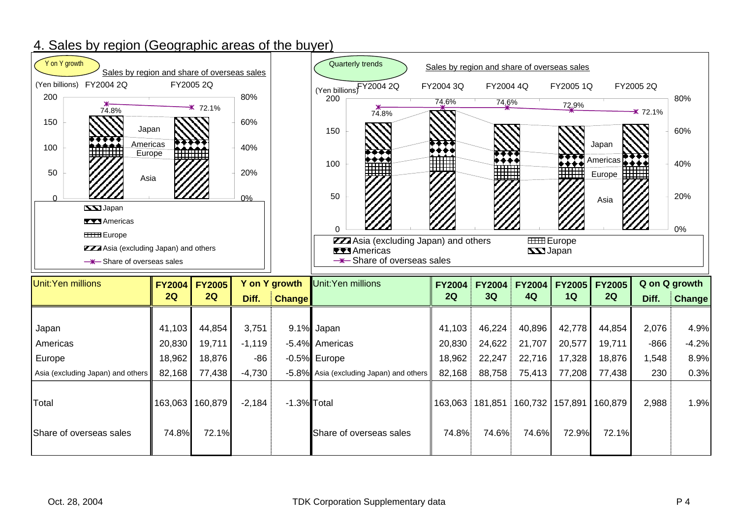## 4. Sales by region (Geographic areas of the buyer)

**Y on Y growth**

Sales by region and share of overseas sales

(Yen billions) FY2004 2Q / FY2005 2Q

Share of overseas sales: FY2004 2Q 74.8%, FY2005 2Q 72.1%

Legend: Japan; Americas; Europe; Asia (excluding Japan) and others; Share of overseas sales

**Quarterly trends**

Sales by region and share of overseas sales

(Yen billions) FY2004 2Q / FY2004 3Q / FY2004 4Q / FY2005 1Q / FY2005 2Q

Share of overseas sales: 74.8%, 74.6%, 74.6%, 72.9%, 72.1%

Legend: Asia (excluding Japan) and others; Europe; Americas; Japan; Share of overseas sales

| Unit:Yen millions | FY2004 2Q | FY2005 2Q | Y on Y growth Diff. | Y on Y growth Change |
|---|---|---|---|---|
| Japan | 41,103 | 44,854 | 3,751 | 9.1% |
| Americas | 20,830 | 19,711 | -1,119 | -5.4% |
| Europe | 18,962 | 18,876 | -86 | -0.5% |
| Asia (excluding Japan) and others | 82,168 | 77,438 | -4,730 | -5.8% |
| Total | 163,063 | 160,879 | -2,184 | -1.3% |
| Share of overseas sales | 74.8% | 72.1% | | |

| Unit:Yen millions | FY2004 2Q | FY2004 3Q | FY2004 4Q | FY2005 1Q | FY2005 2Q | Q on Q growth Diff. | Q on Q growth Change |
|---|---|---|---|---|---|---|---|
| Japan | 41,103 | 46,224 | 40,896 | 42,778 | 44,854 | 2,076 | 4.9% |
| Americas | 20,830 | 24,622 | 21,707 | 20,577 | 19,711 | -866 | -4.2% |
| Europe | 18,962 | 22,247 | 22,716 | 17,328 | 18,876 | 1,548 | 8.9% |
| Asia (excluding Japan) and others | 82,168 | 88,758 | 75,413 | 77,208 | 77,438 | 230 | 0.3% |
| Total | 163,063 | 181,851 | 160,732 | 157,891 | 160,879 | 2,988 | 1.9% |
| Share of overseas sales | 74.8% | 74.6% | 74.6% | 72.9% | 72.1% | | |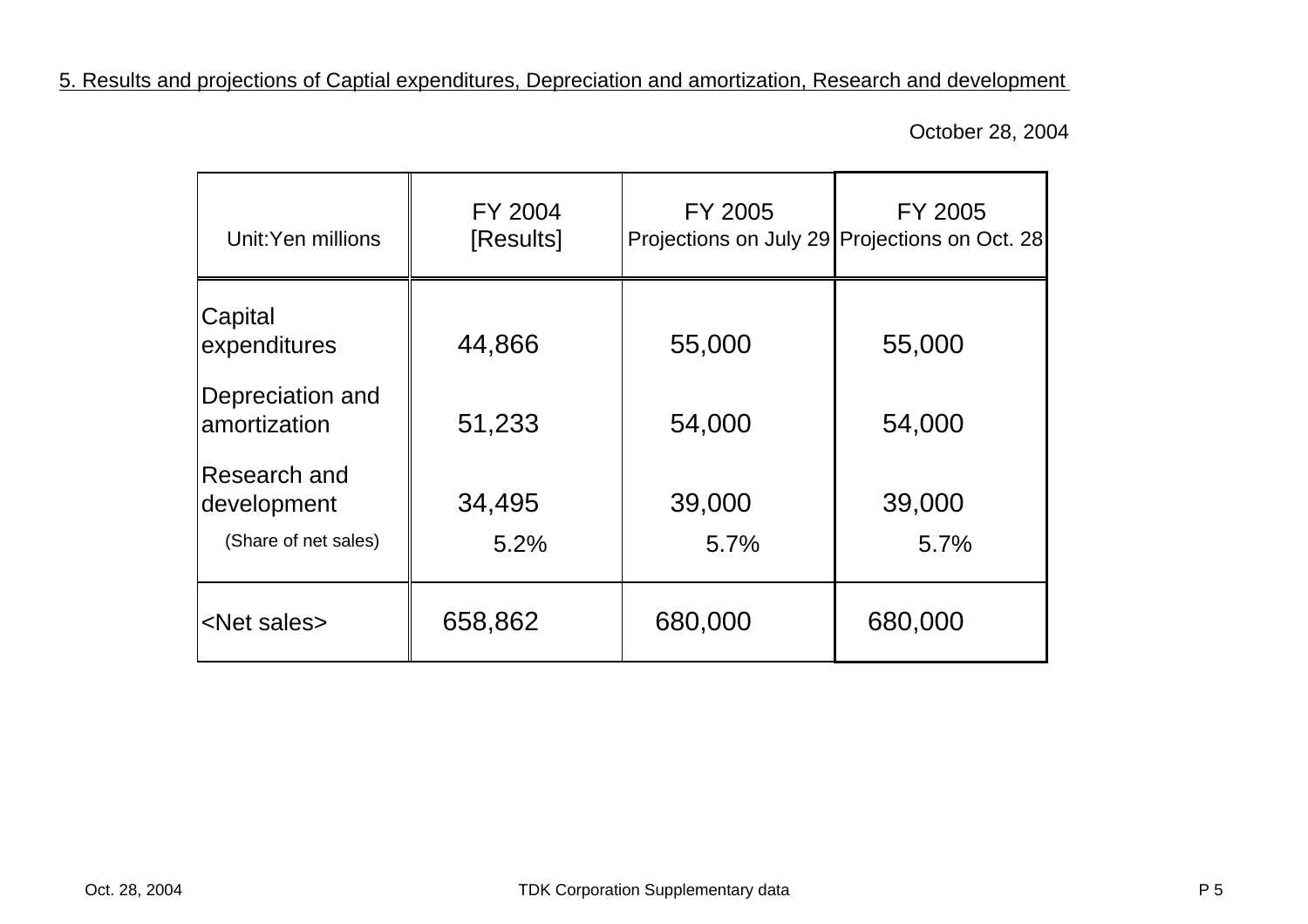5. Results and projections of Captial expenditures, Depreciation and amortization, Research and development

October 28, 2004

| Unit:Yen millions | FY 2004 [Results] | FY 2005 Projections on July 29 | FY 2005 Projections on Oct. 28 |
|---|---|---|---|
| Capital expenditures | 44,866 | 55,000 | 55,000 |
| Depreciation and amortization | 51,233 | 54,000 | 54,000 |
| Research and development | 34,495 | 39,000 | 39,000 |
| (Share of net sales) | 5.2% | 5.7% | 5.7% |
| <Net sales> | 658,862 | 680,000 | 680,000 |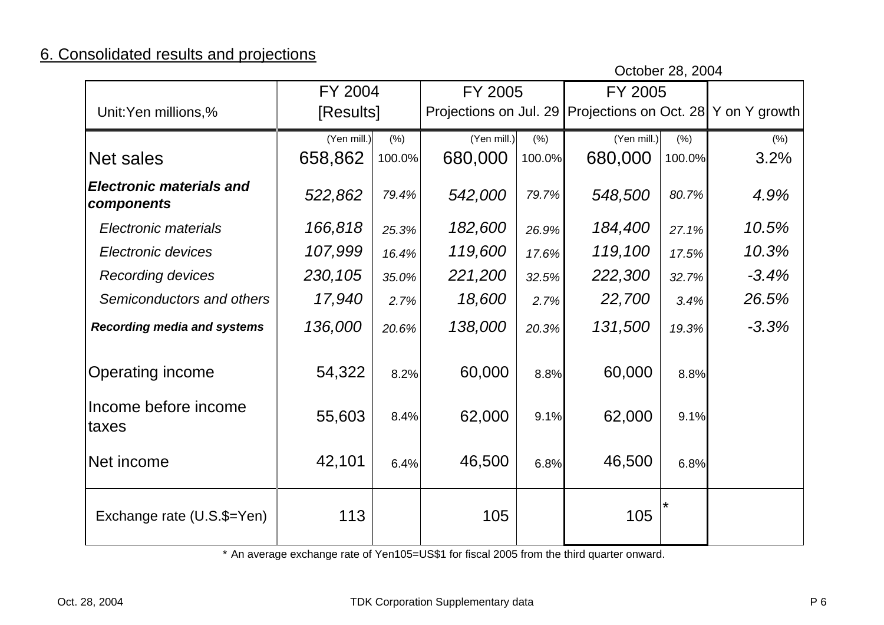## 6. Consolidated results and projections

October 28, 2004

| Unit:Yen millions,% | FY 2004 [Results] | | FY 2005 Projections on Jul. 29 | | FY 2005 Projections on Oct. 28 | | Y on Y growth |
|---|---|---|---|---|---|---|---|
| | (Yen mill.) | (%) | (Yen mill.) | (%) | (Yen mill.) | (%) | (%) |
| Net sales | 658,862 | 100.0% | 680,000 | 100.0% | 680,000 | 100.0% | 3.2% |
| ***Electronic materials and components*** | *522,862* | *79.4%* | *542,000* | *79.7%* | *548,500* | *80.7%* | *4.9%* |
| *Electronic materials* | *166,818* | *25.3%* | *182,600* | *26.9%* | *184,400* | *27.1%* | *10.5%* |
| *Electronic devices* | *107,999* | *16.4%* | *119,600* | *17.6%* | *119,100* | *17.5%* | *10.3%* |
| *Recording devices* | *230,105* | *35.0%* | *221,200* | *32.5%* | *222,300* | *32.7%* | *-3.4%* |
| *Semiconductors and others* | *17,940* | *2.7%* | *18,600* | *2.7%* | *22,700* | *3.4%* | *26.5%* |
| ***Recording media and systems*** | *136,000* | *20.6%* | *138,000* | *20.3%* | *131,500* | *19.3%* | *-3.3%* |
| Operating income | 54,322 | 8.2% | 60,000 | 8.8% | 60,000 | 8.8% | |
| Income before income taxes | 55,603 | 8.4% | 62,000 | 9.1% | 62,000 | 9.1% | |
| Net income | 42,101 | 6.4% | 46,500 | 6.8% | 46,500 | 6.8% | |
| Exchange rate (U.S.$=Yen) | 113 | | 105 | | 105 | * | |

\* An average exchange rate of Yen105=US$1 for fiscal 2005 from the third quarter onward.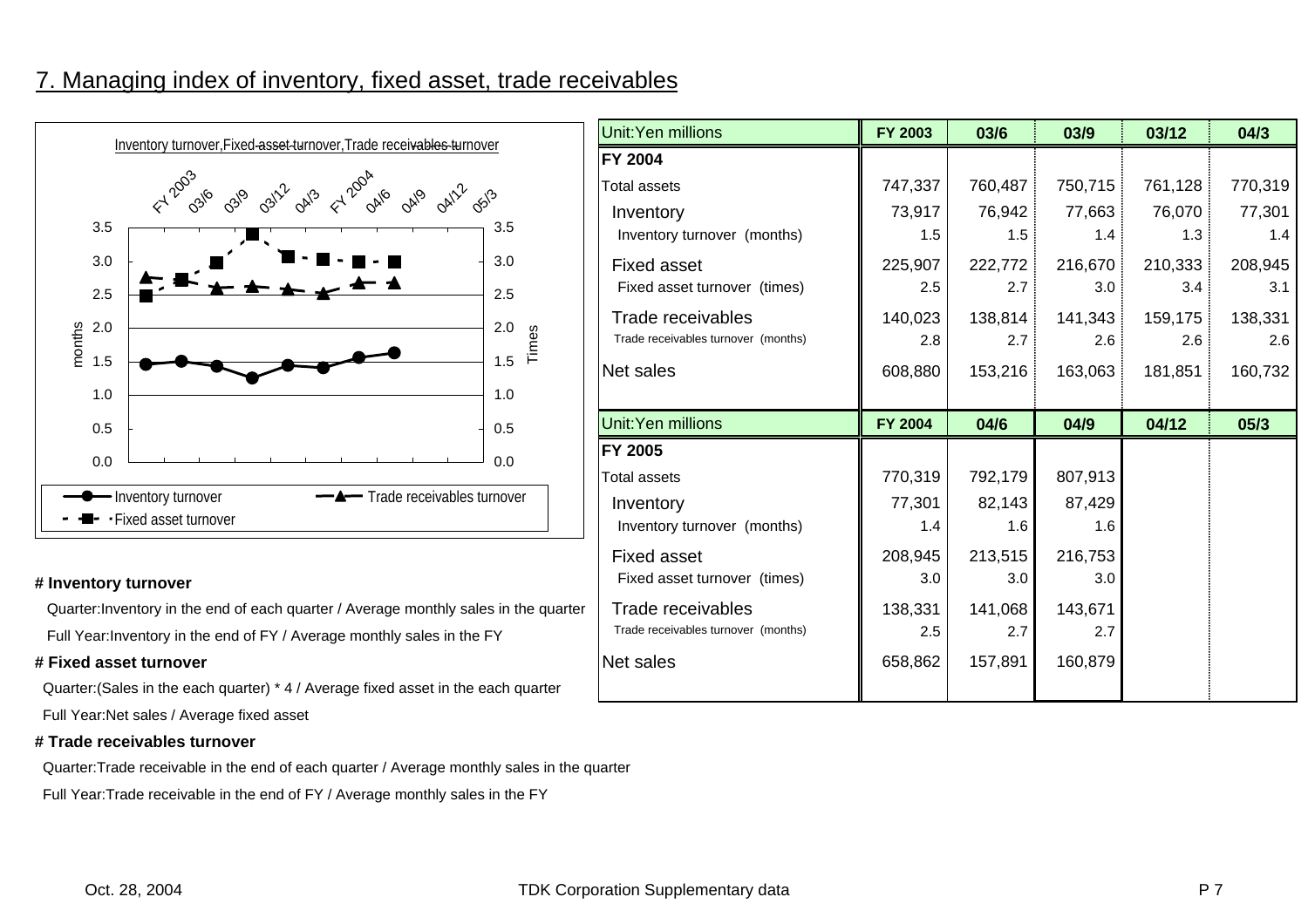## 7. Managing index of inventory, fixed asset, trade receivables

Inventory turnover,Fixed-asset-turnover,Trade receivables turnover

FY 2003, 03/6, 03/9, 03/12, 04/3, FY 2004, 04/6, 04/9, 04/12, 05/3

months

Times

3.5
3.0
2.5
2.0
1.5
1.0
0.5
0.0

Inventory turnover
Trade receivables turnover
Fixed asset turnover

| Unit:Yen millions | FY 2003 | 03/6 | 03/9 | 03/12 | 04/3 |
|---|---|---|---|---|---|
| **FY 2004** | | | | | |
| Total assets | 747,337 | 760,487 | 750,715 | 761,128 | 770,319 |
| Inventory | 73,917 | 76,942 | 77,663 | 76,070 | 77,301 |
| Inventory turnover (months) | 1.5 | 1.5 | 1.4 | 1.3 | 1.4 |
| Fixed asset | 225,907 | 222,772 | 216,670 | 210,333 | 208,945 |
| Fixed asset turnover (times) | 2.5 | 2.7 | 3.0 | 3.4 | 3.1 |
| Trade receivables | 140,023 | 138,814 | 141,343 | 159,175 | 138,331 |
| Trade receivables turnover (months) | 2.8 | 2.7 | 2.6 | 2.6 | 2.6 |
| Net sales | 608,880 | 153,216 | 163,063 | 181,851 | 160,732 |

| Unit:Yen millions | FY 2004 | 04/6 | 04/9 | 04/12 | 05/3 |
|---|---|---|---|---|---|
| **FY 2005** | | | | | |
| Total assets | 770,319 | 792,179 | 807,913 | | |
| Inventory | 77,301 | 82,143 | 87,429 | | |
| Inventory turnover (months) | 1.4 | 1.6 | 1.6 | | |
| Fixed asset | 208,945 | 213,515 | 216,753 | | |
| Fixed asset turnover (times) | 3.0 | 3.0 | 3.0 | | |
| Trade receivables | 138,331 | 141,068 | 143,671 | | |
| Trade receivables turnover (months) | 2.5 | 2.7 | 2.7 | | |
| Net sales | 658,862 | 157,891 | 160,879 | | |

**# Inventory turnover**

Quarter:Inventory in the end of each quarter / Average monthly sales in the quarter

Full Year:Inventory in the end of FY / Average monthly sales in the FY

**# Fixed asset turnover**

Quarter:(Sales in the each quarter) * 4 / Average fixed asset in the each quarter

Full Year:Net sales / Average fixed asset

**# Trade receivables turnover**

Quarter:Trade receivable in the end of each quarter / Average monthly sales in the quarter

Full Year:Trade receivable in the end of FY / Average monthly sales in the FY